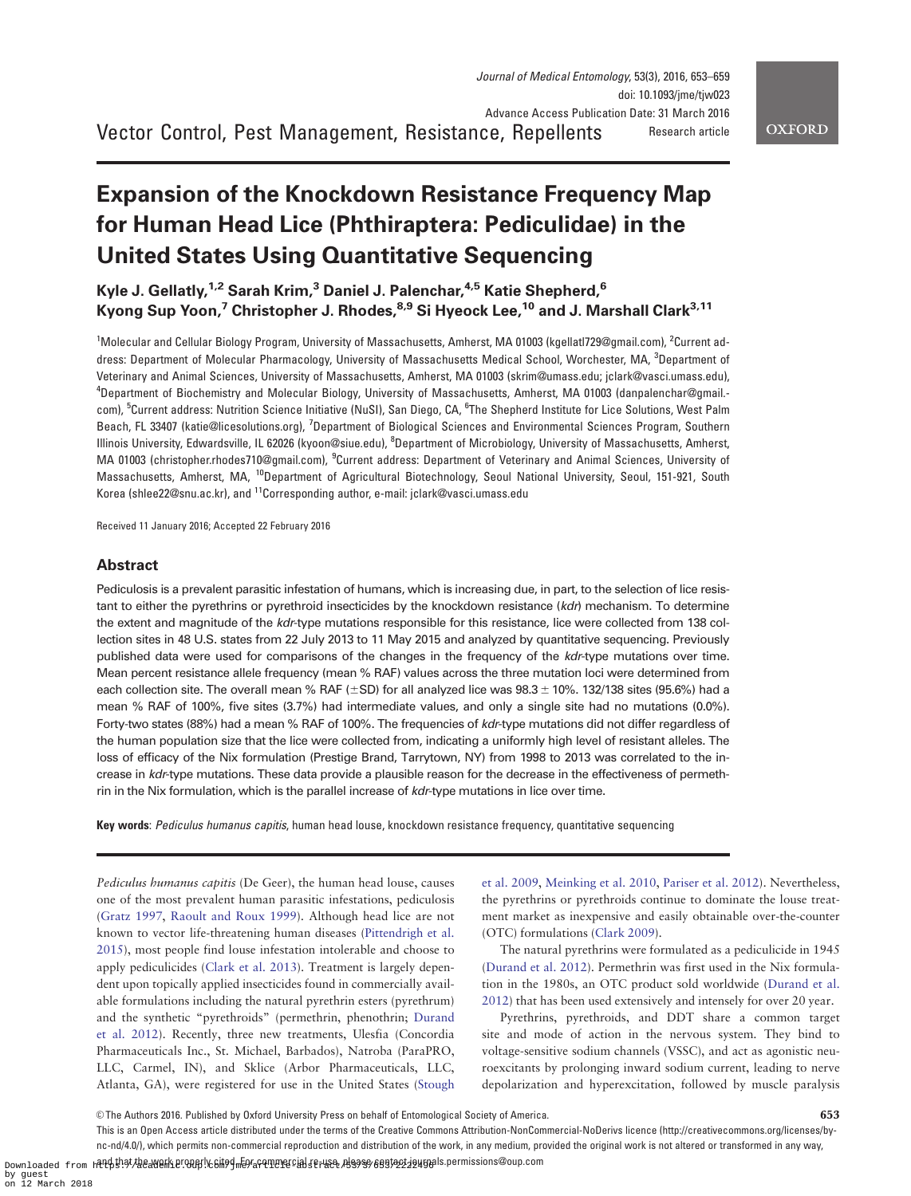Vector Control, Pest Management, Resistance, Repellents

Research article

# Expansion of the Knockdown Resistance Frequency Map for Human Head Lice (Phthiraptera: Pediculidae) in the United States Using Quantitative Sequencing

Kyle J. Gellatly,[1,2] Sarah Krim,[3] Daniel J. Palenchar,[4,5] Katie Shepherd,[6] Kyong Sup Yoon,[7] Christopher J. Rhodes,[8,9] Si Hyeock Lee,[10] and J. Marshall Clark[3,11]

[1]Molecular and Cellular Biology Program, University of Massachusetts, Amherst, MA 01003 (kgellatl729@gmail.com), [2]Current address: Department of Molecular Pharmacology, University of Massachusetts Medical School, Worchester, MA, [3]Department of Veterinary and Animal Sciences, University of Massachusetts, Amherst, MA 01003 (skrim@umass.edu; jclark@vasci.umass.edu), [4]Department of Biochemistry and Molecular Biology, University of Massachusetts, Amherst, MA 01003 (danpalenchar@gmail.com), [5]Current address: Nutrition Science Initiative (NuSI), San Diego, CA, [6]The Shepherd Institute for Lice Solutions, West Palm Beach, FL 33407 (katie@licesolutions.org), [7]Department of Biological Sciences and Environmental Sciences Program, Southern Illinois University, Edwardsville, IL 62026 (kyoon@siue.edu), [8]Department of Microbiology, University of Massachusetts, Amherst, MA 01003 (christopher.rhodes710@gmail.com), [9]Current address: Department of Veterinary and Animal Sciences, University of Massachusetts, Amherst, MA, [10]Department of Agricultural Biotechnology, Seoul National University, Seoul, 151-921, South Korea (shlee22@snu.ac.kr), and [11]Corresponding author, e-mail: jclark@vasci.umass.edu

Received 11 January 2016; Accepted 22 February 2016

## Abstract

Pediculosis is a prevalent parasitic infestation of humans, which is increasing due, in part, to the selection of lice resistant to either the pyrethrins or pyrethroid insecticides by the knockdown resistance (*kdr*) mechanism. To determine the extent and magnitude of the *kdr*-type mutations responsible for this resistance, lice were collected from 138 collection sites in 48 U.S. states from 22 July 2013 to 11 May 2015 and analyzed by quantitative sequencing. Previously published data were used for comparisons of the changes in the frequency of the *kdr*-type mutations over time. Mean percent resistance allele frequency (mean % RAF) values across the three mutation loci were determined from each collection site. The overall mean % RAF (±SD) for all analyzed lice was 98.3 ± 10%. 132/138 sites (95.6%) had a mean % RAF of 100%, five sites (3.7%) had intermediate values, and only a single site had no mutations (0.0%). Forty-two states (88%) had a mean % RAF of 100%. The frequencies of *kdr*-type mutations did not differ regardless of the human population size that the lice were collected from, indicating a uniformly high level of resistant alleles. The loss of efficacy of the Nix formulation (Prestige Brand, Tarrytown, NY) from 1998 to 2013 was correlated to the increase in *kdr*-type mutations. These data provide a plausible reason for the decrease in the effectiveness of permethrin in the Nix formulation, which is the parallel increase of *kdr*-type mutations in lice over time.

**Key words**: *Pediculus humanus capitis*, human head louse, knockdown resistance frequency, quantitative sequencing

*Pediculus humanus capitis* (De Geer), the human head louse, causes one of the most prevalent human parasitic infestations, pediculosis (Gratz 1997, Raoult and Roux 1999). Although head lice are not known to vector life-threatening human diseases (Pittendrigh et al. 2015), most people find louse infestation intolerable and choose to apply pediculicides (Clark et al. 2013). Treatment is largely dependent upon topically applied insecticides found in commercially available formulations including the natural pyrethrin esters (pyrethrum) and the synthetic "pyrethroids" (permethrin, phenothrin; Durand et al. 2012). Recently, three new treatments, Ulesfia (Concordia Pharmaceuticals Inc., St. Michael, Barbados), Natroba (ParaPRO, LLC, Carmel, IN), and Sklice (Arbor Pharmaceuticals, LLC, Atlanta, GA), were registered for use in the United States (Stough et al. 2009, Meinking et al. 2010, Pariser et al. 2012). Nevertheless, the pyrethrins or pyrethroids continue to dominate the louse treatment market as inexpensive and easily obtainable over-the-counter (OTC) formulations (Clark 2009).

The natural pyrethrins were formulated as a pediculicide in 1945 (Durand et al. 2012). Permethrin was first used in the Nix formulation in the 1980s, an OTC product sold worldwide (Durand et al. 2012) that has been used extensively and intensely for over 20 year.

Pyrethrins, pyrethroids, and DDT share a common target site and mode of action in the nervous system. They bind to voltage-sensitive sodium channels (VSSC), and act as agonistic neuroexcitants by prolonging inward sodium current, leading to nerve depolarization and hyperexcitation, followed by muscle paralysis

© The Authors 2016. Published by Oxford University Press on behalf of Entomological Society of America.

This is an Open Access article distributed under the terms of the Creative Commons Attribution-NonCommercial-NoDerivs licence (http://creativecommons.org/licenses/by-nc-nd/4.0/), which permits non-commercial reproduction and distribution of the work, in any medium, provided the original work is not altered or transformed in any way, and that the work properly cited. For commercial re-use, please contact journals.permissions@oup.com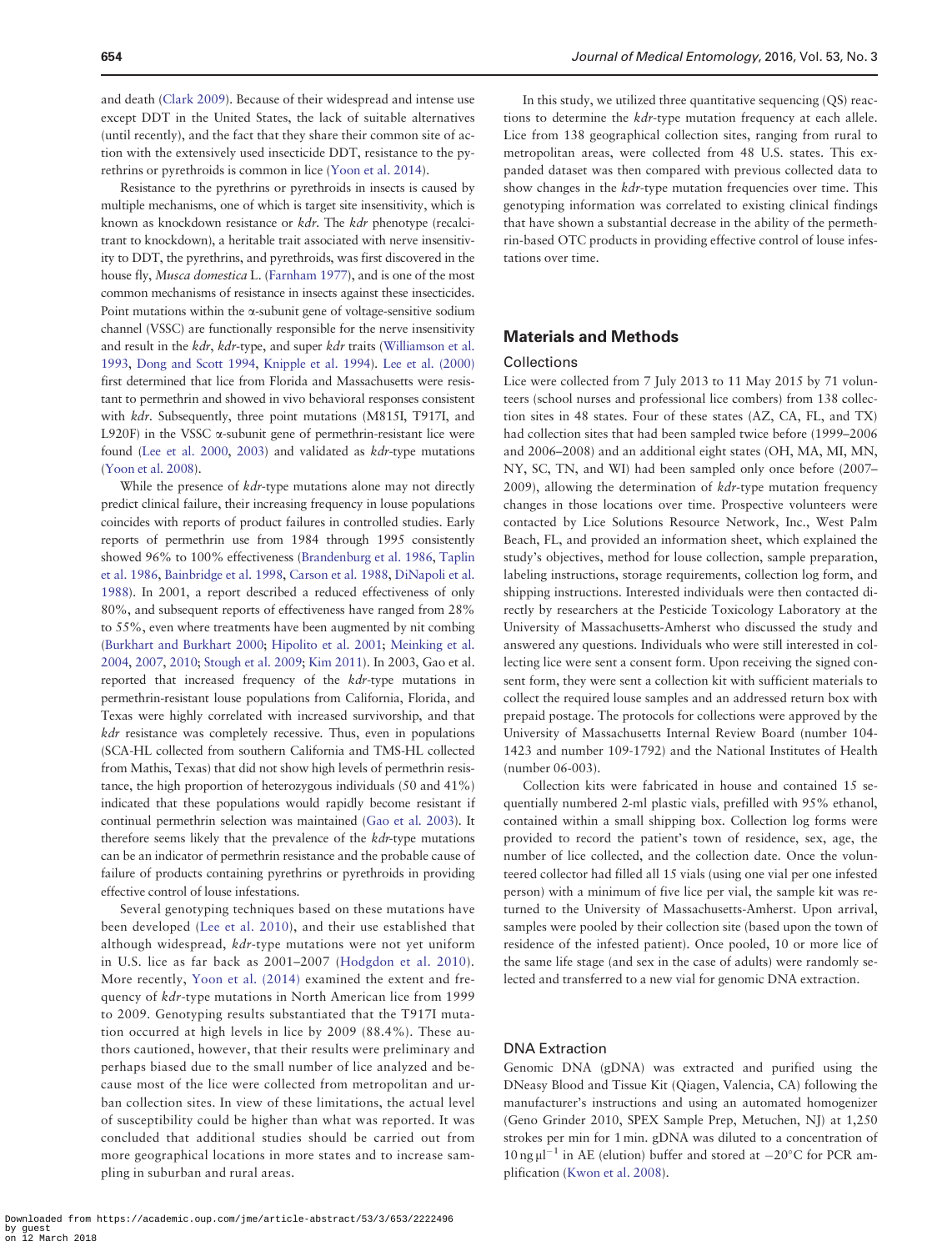and death (Clark 2009). Because of their widespread and intense use except DDT in the United States, the lack of suitable alternatives (until recently), and the fact that they share their common site of action with the extensively used insecticide DDT, resistance to the pyrethrins or pyrethroids is common in lice (Yoon et al. 2014).

Resistance to the pyrethrins or pyrethroids in insects is caused by multiple mechanisms, one of which is target site insensitivity, which is known as knockdown resistance or *kdr*. The *kdr* phenotype (recalcitrant to knockdown), a heritable trait associated with nerve insensitivity to DDT, the pyrethrins, and pyrethroids, was first discovered in the house fly, *Musca domestica* L. (Farnham 1977), and is one of the most common mechanisms of resistance in insects against these insecticides. Point mutations within the α-subunit gene of voltage-sensitive sodium channel (VSSC) are functionally responsible for the nerve insensitivity and result in the *kdr*, *kdr*-type, and super *kdr* traits (Williamson et al. 1993, Dong and Scott 1994, Knipple et al. 1994). Lee et al. (2000) first determined that lice from Florida and Massachusetts were resistant to permethrin and showed in vivo behavioral responses consistent with *kdr*. Subsequently, three point mutations (M815I, T917I, and L920F) in the VSSC α-subunit gene of permethrin-resistant lice were found (Lee et al. 2000, 2003) and validated as *kdr*-type mutations (Yoon et al. 2008).

While the presence of *kdr*-type mutations alone may not directly predict clinical failure, their increasing frequency in louse populations coincides with reports of product failures in controlled studies. Early reports of permethrin use from 1984 through 1995 consistently showed 96% to 100% effectiveness (Brandenburg et al. 1986, Taplin et al. 1986, Bainbridge et al. 1998, Carson et al. 1988, DiNapoli et al. 1988). In 2001, a report described a reduced effectiveness of only 80%, and subsequent reports of effectiveness have ranged from 28% to 55%, even where treatments have been augmented by nit combing (Burkhart and Burkhart 2000; Hipolito et al. 2001; Meinking et al. 2004, 2007, 2010; Stough et al. 2009; Kim 2011). In 2003, Gao et al. reported that increased frequency of the *kdr*-type mutations in permethrin-resistant louse populations from California, Florida, and Texas were highly correlated with increased survivorship, and that *kdr* resistance was completely recessive. Thus, even in populations (SCA-HL collected from southern California and TMS-HL collected from Mathis, Texas) that did not show high levels of permethrin resistance, the high proportion of heterozygous individuals (50 and 41%) indicated that these populations would rapidly become resistant if continual permethrin selection was maintained (Gao et al. 2003). It therefore seems likely that the prevalence of the *kdr*-type mutations can be an indicator of permethrin resistance and the probable cause of failure of products containing pyrethrins or pyrethroids in providing effective control of louse infestations.

Several genotyping techniques based on these mutations have been developed (Lee et al. 2010), and their use established that although widespread, *kdr*-type mutations were not yet uniform in U.S. lice as far back as 2001–2007 (Hodgdon et al. 2010). More recently, Yoon et al. (2014) examined the extent and frequency of *kdr*-type mutations in North American lice from 1999 to 2009. Genotyping results substantiated that the T917I mutation occurred at high levels in lice by 2009 (88.4%). These authors cautioned, however, that their results were preliminary and perhaps biased due to the small number of lice analyzed and because most of the lice were collected from metropolitan and urban collection sites. In view of these limitations, the actual level of susceptibility could be higher than what was reported. It was concluded that additional studies should be carried out from more geographical locations in more states and to increase sampling in suburban and rural areas.

In this study, we utilized three quantitative sequencing (QS) reactions to determine the *kdr*-type mutation frequency at each allele. Lice from 138 geographical collection sites, ranging from rural to metropolitan areas, were collected from 48 U.S. states. This expanded dataset was then compared with previous collected data to show changes in the *kdr*-type mutation frequencies over time. This genotyping information was correlated to existing clinical findings that have shown a substantial decrease in the ability of the permethrin-based OTC products in providing effective control of louse infestations over time.

## Materials and Methods

### Collections

Lice were collected from 7 July 2013 to 11 May 2015 by 71 volunteers (school nurses and professional lice combers) from 138 collection sites in 48 states. Four of these states (AZ, CA, FL, and TX) had collection sites that had been sampled twice before (1999–2006 and 2006–2008) and an additional eight states (OH, MA, MI, MN, NY, SC, TN, and WI) had been sampled only once before (2007–2009), allowing the determination of *kdr*-type mutation frequency changes in those locations over time. Prospective volunteers were contacted by Lice Solutions Resource Network, Inc., West Palm Beach, FL, and provided an information sheet, which explained the study's objectives, method for louse collection, sample preparation, labeling instructions, storage requirements, collection log form, and shipping instructions. Interested individuals were then contacted directly by researchers at the Pesticide Toxicology Laboratory at the University of Massachusetts-Amherst who discussed the study and answered any questions. Individuals who were still interested in collecting lice were sent a consent form. Upon receiving the signed consent form, they were sent a collection kit with sufficient materials to collect the required louse samples and an addressed return box with prepaid postage. The protocols for collections were approved by the University of Massachusetts Internal Review Board (number 104-1423 and number 109-1792) and the National Institutes of Health (number 06-003).

Collection kits were fabricated in house and contained 15 sequentially numbered 2-ml plastic vials, prefilled with 95% ethanol, contained within a small shipping box. Collection log forms were provided to record the patient's town of residence, sex, age, the number of lice collected, and the collection date. Once the volunteered collector had filled all 15 vials (using one vial per one infested person) with a minimum of five lice per vial, the sample kit was returned to the University of Massachusetts-Amherst. Upon arrival, samples were pooled by their collection site (based upon the town of residence of the infested patient). Once pooled, 10 or more lice of the same life stage (and sex in the case of adults) were randomly selected and transferred to a new vial for genomic DNA extraction.

### DNA Extraction

Genomic DNA (gDNA) was extracted and purified using the DNeasy Blood and Tissue Kit (Qiagen, Valencia, CA) following the manufacturer's instructions and using an automated homogenizer (Geno Grinder 2010, SPEX Sample Prep, Metuchen, NJ) at 1,250 strokes per min for 1 min. gDNA was diluted to a concentration of $10\ \mathrm{ng}\ \mu\mathrm{l}^{-1}$ in AE (elution) buffer and stored at −20°C for PCR amplification (Kwon et al. 2008).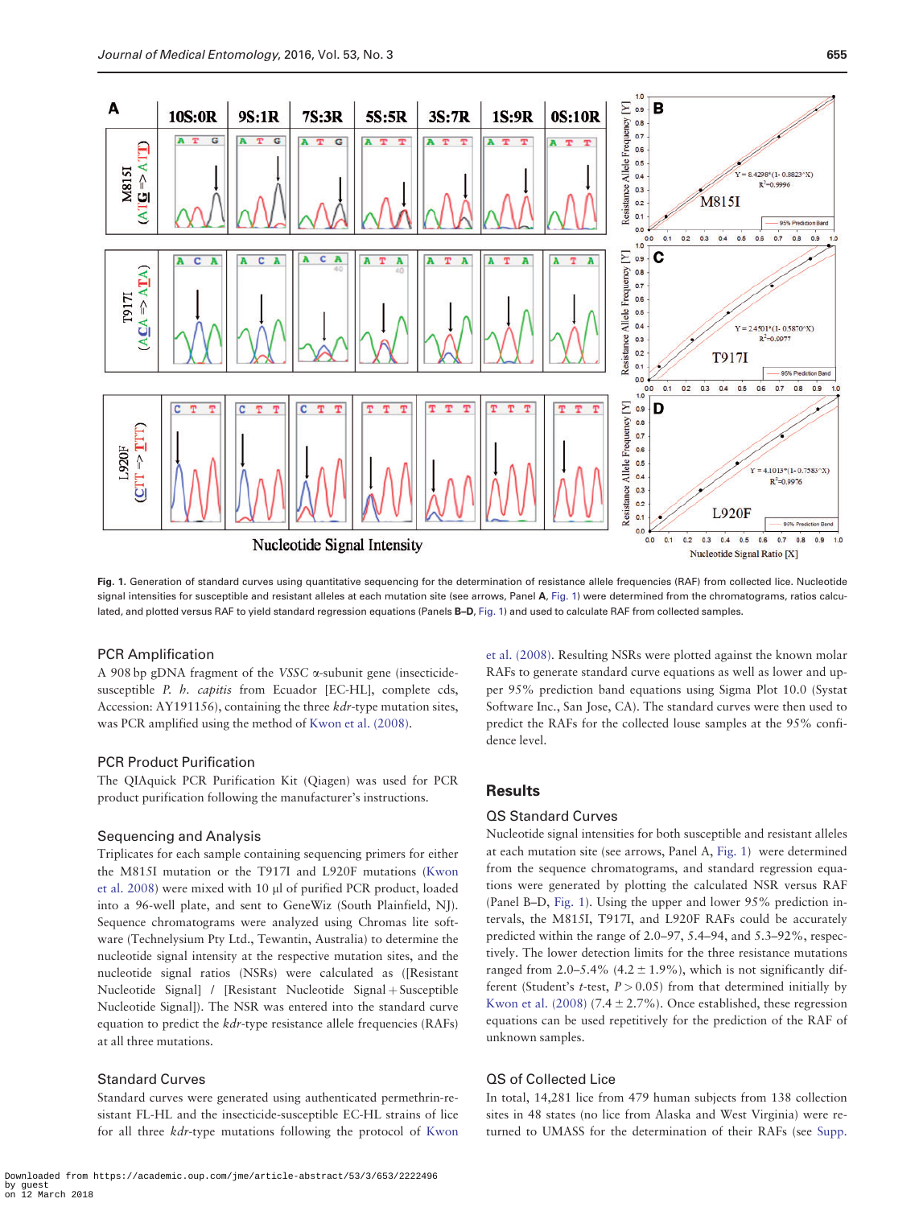Fig. 1. Generation of standard curves using quantitative sequencing for the determination of resistance allele frequencies (RAF) from collected lice. Nucleotide signal intensities for susceptible and resistant alleles at each mutation site (see arrows, Panel **A**, Fig. 1) were determined from the chromatograms, ratios calculated, and plotted versus RAF to yield standard regression equations (Panels **B–D**, Fig. 1) and used to calculate RAF from collected samples.

### PCR Amplification

A 908 bp gDNA fragment of the *VSSC* α-subunit gene (insecticide-susceptible *P. h. capitis* from Ecuador [EC-HL], complete cds, Accession: AY191156), containing the three *kdr*-type mutation sites, was PCR amplified using the method of Kwon et al. (2008).

### PCR Product Purification

The QIAquick PCR Purification Kit (Qiagen) was used for PCR product purification following the manufacturer's instructions.

### Sequencing and Analysis

Triplicates for each sample containing sequencing primers for either the M815I mutation or the T917I and L920F mutations (Kwon et al. 2008) were mixed with 10 µl of purified PCR product, loaded into a 96-well plate, and sent to GeneWiz (South Plainfield, NJ). Sequence chromatograms were analyzed using Chromas lite software (Technelysium Pty Ltd., Tewantin, Australia) to determine the nucleotide signal intensity at the respective mutation sites, and the nucleotide signal ratios (NSRs) were calculated as ([Resistant Nucleotide Signal] / [Resistant Nucleotide Signal + Susceptible Nucleotide Signal]). The NSR was entered into the standard curve equation to predict the *kdr*-type resistance allele frequencies (RAFs) at all three mutations.

### Standard Curves

Standard curves were generated using authenticated permethrin-resistant FL-HL and the insecticide-susceptible EC-HL strains of lice for all three *kdr*-type mutations following the protocol of Kwon et al. (2008). Resulting NSRs were plotted against the known molar RAFs to generate standard curve equations as well as lower and upper 95% prediction band equations using Sigma Plot 10.0 (Systat Software Inc., San Jose, CA). The standard curves were then used to predict the RAFs for the collected louse samples at the 95% confidence level.

## Results

### QS Standard Curves

Nucleotide signal intensities for both susceptible and resistant alleles at each mutation site (see arrows, Panel A, Fig. 1) were determined from the sequence chromatograms, and standard regression equations were generated by plotting the calculated NSR versus RAF (Panel B–D, Fig. 1). Using the upper and lower 95% prediction intervals, the M815I, T917I, and L920F RAFs could be accurately predicted within the range of 2.0–97, 5.4–94, and 5.3–92%, respectively. The lower detection limits for the three resistance mutations ranged from 2.0–5.4% (4.2 ± 1.9%), which is not significantly different (Student's *t*-test, $P > 0.05$) from that determined initially by Kwon et al. (2008) (7.4 ± 2.7%). Once established, these regression equations can be used repetitively for the prediction of the RAF of unknown samples.

### QS of Collected Lice

In total, 14,281 lice from 479 human subjects from 138 collection sites in 48 states (no lice from Alaska and West Virginia) were returned to UMASS for the determination of their RAFs (see Supp.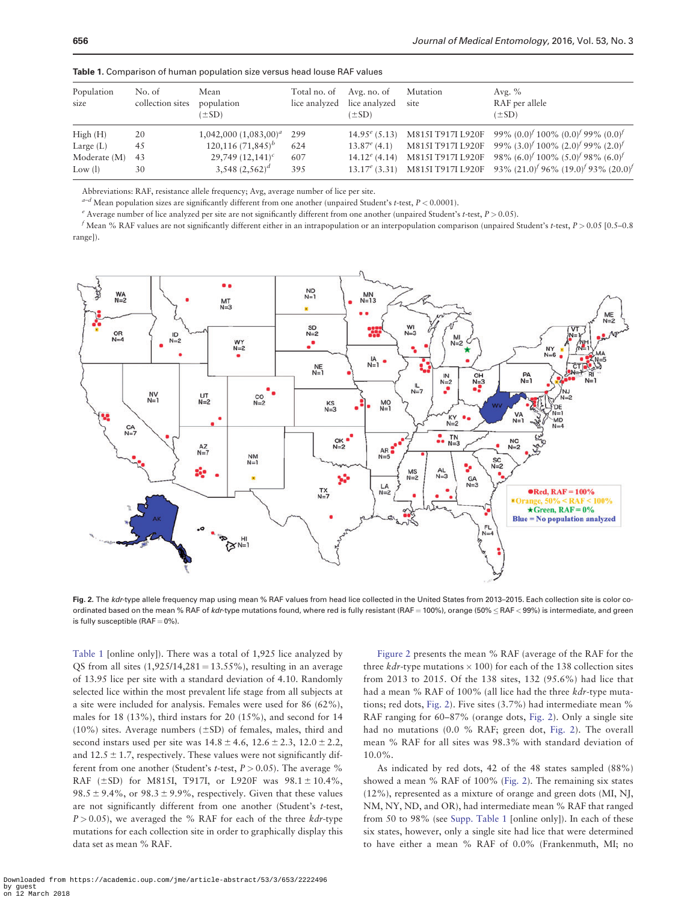**Table 1.** Comparison of human population size versus head louse RAF values

| Population size | No. of collection sites | Mean population (±SD) | Total no. of lice analyzed | Avg. no. of lice analyzed (±SD) | Mutation site | Avg. % RAF per allele (±SD) |
|---|---|---|---|---|---|---|
| High (H) | 20 | 1,042,000 (1,083,00)[a] | 299 | 14.95[e] (5.13) | M815I T917I L920F | 99% (0.0)[f] 100% (0.0)[f] 99% (0.0)[f] |
| Large (L) | 45 | 120,116 (71,845)[b] | 624 | 13.87[e] (4.1) | M815I T917I L920F | 99% (3.0)[f] 100% (2.0)[f] 99% (2.0)[f] |
| Moderate (M) | 43 | 29,749 (12,141)[c] | 607 | 14.12[e] (4.14) | M815I T917I L920F | 98% (6.0)[f] 100% (5.0)[f] 98% (6.0)[f] |
| Low (l) | 30 | 3,548 (2,562)[d] | 395 | 13.17[e] (3.31) | M815I T917I L920F | 93% (21.0)[f] 96% (19.0)[f] 93% (20.0)[f] |

Abbreviations: RAF, resistance allele frequency; Avg, average number of lice per site.

[a–d] Mean population sizes are significantly different from one another (unpaired Student's *t*-test, $P < 0.0001$).

[e] Average number of lice analyzed per site are not significantly different from one another (unpaired Student's *t*-test, $P > 0.05$).

[f] Mean % RAF values are not significantly different either in an intrapopulation or an interpopulation comparison (unpaired Student's *t*-test, $P > 0.05$ [0.5–0.8 range]).

**Fig. 2.** The *kdr*-type allele frequency map using mean % RAF values from head lice collected in the United States from 2013–2015. Each collection site is color co-ordinated based on the mean % RAF of *kdr*-type mutations found, where red is fully resistant (RAF = 100%), orange (50% ≤ RAF < 99%) is intermediate, and green is fully susceptible (RAF = 0%).

Table 1 [online only]). There was a total of 1,925 lice analyzed by QS from all sites (1,925/14,281 = 13.55%), resulting in an average of 13.95 lice per site with a standard deviation of 4.10. Randomly selected lice within the most prevalent life stage from all subjects at a site were included for analysis. Females were used for 86 (62%), males for 18 (13%), third instars for 20 (15%), and second for 14 (10%) sites. Average numbers (±SD) of females, males, third and second instars used per site was 14.8 ± 4.6, 12.6 ± 2.3, 12.0 ± 2.2, and 12.5 ± 1.7, respectively. These values were not significantly different from one another (Student's *t*-test, $P > 0.05$). The average % RAF (±SD) for M815I, T917I, or L920F was 98.1 ± 10.4%, 98.5 ± 9.4%, or 98.3 ± 9.9%, respectively. Given that these values are not significantly different from one another (Student's *t*-test, $P > 0.05$), we averaged the % RAF for each of the three *kdr*-type mutations for each collection site in order to graphically display this data set as mean % RAF.

Figure 2 presents the mean % RAF (average of the RAF for the three *kdr*-type mutations × 100) for each of the 138 collection sites from 2013 to 2015. Of the 138 sites, 132 (95.6%) had lice that had a mean % RAF of 100% (all lice had the three *kdr*-type mutations; red dots, Fig. 2). Five sites (3.7%) had intermediate mean % RAF ranging for 60–87% (orange dots, Fig. 2). Only a single site had no mutations (0.0 % RAF; green dot, Fig. 2). The overall mean % RAF for all sites was 98.3% with standard deviation of 10.0%.

As indicated by red dots, 42 of the 48 states sampled (88%) showed a mean % RAF of 100% (Fig. 2). The remaining six states (12%), represented as a mixture of orange and green dots (MI, NJ, NM, NY, ND, and OR), had intermediate mean % RAF that ranged from 50 to 98% (see Supp. Table 1 [online only]). In each of these six states, however, only a single site had lice that were determined to have either a mean % RAF of 0.0% (Frankenmuth, MI; no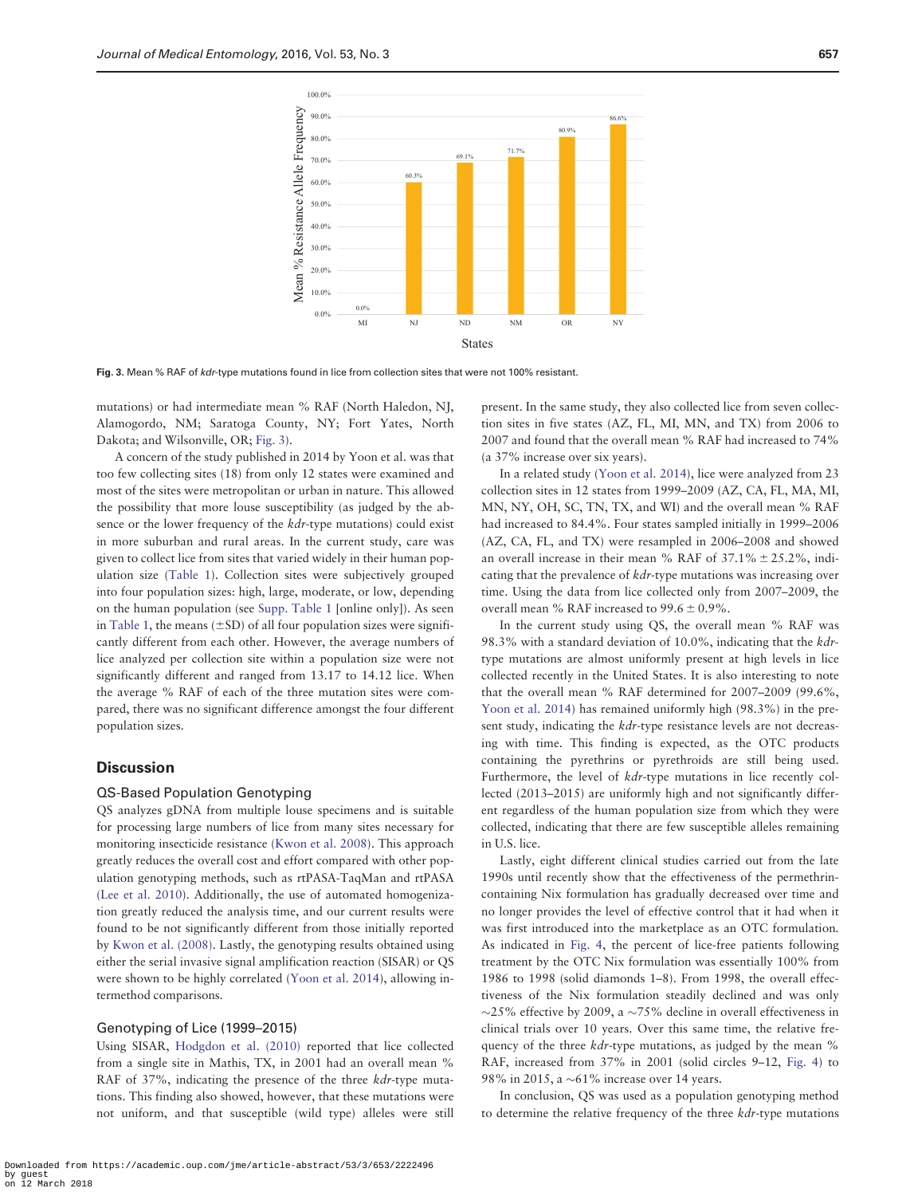Fig. 3. Mean % RAF of *kdr*-type mutations found in lice from collection sites that were not 100% resistant.

mutations) or had intermediate mean % RAF (North Haledon, NJ, Alamogordo, NM; Saratoga County, NY; Fort Yates, North Dakota; and Wilsonville, OR; Fig. 3).

A concern of the study published in 2014 by Yoon et al. was that too few collecting sites (18) from only 12 states were examined and most of the sites were metropolitan or urban in nature. This allowed the possibility that more louse susceptibility (as judged by the absence or the lower frequency of the *kdr*-type mutations) could exist in more suburban and rural areas. In the current study, care was given to collect lice from sites that varied widely in their human population size (Table 1). Collection sites were subjectively grouped into four population sizes: high, large, moderate, or low, depending on the human population (see Supp. Table 1 [online only]). As seen in Table 1, the means (±SD) of all four population sizes were significantly different from each other. However, the average numbers of lice analyzed per collection site within a population size were not significantly different and ranged from 13.17 to 14.12 lice. When the average % RAF of each of the three mutation sites were compared, there was no significant difference amongst the four different population sizes.

## Discussion

### QS-Based Population Genotyping

QS analyzes gDNA from multiple louse specimens and is suitable for processing large numbers of lice from many sites necessary for monitoring insecticide resistance (Kwon et al. 2008). This approach greatly reduces the overall cost and effort compared with other population genotyping methods, such as rtPASA-TaqMan and rtPASA (Lee et al. 2010). Additionally, the use of automated homogenization greatly reduced the analysis time, and our current results were found to be not significantly different from those initially reported by Kwon et al. (2008). Lastly, the genotyping results obtained using either the serial invasive signal amplification reaction (SISAR) or QS were shown to be highly correlated (Yoon et al. 2014), allowing intermethod comparisons.

### Genotyping of Lice (1999–2015)

Using SISAR, Hodgdon et al. (2010) reported that lice collected from a single site in Mathis, TX, in 2001 had an overall mean % RAF of 37%, indicating the presence of the three *kdr*-type mutations. This finding also showed, however, that these mutations were not uniform, and that susceptible (wild type) alleles were still present. In the same study, they also collected lice from seven collection sites in five states (AZ, FL, MI, MN, and TX) from 2006 to 2007 and found that the overall mean % RAF had increased to 74% (a 37% increase over six years).

In a related study (Yoon et al. 2014), lice were analyzed from 23 collection sites in 12 states from 1999–2009 (AZ, CA, FL, MA, MI, MN, NY, OH, SC, TN, TX, and WI) and the overall mean % RAF had increased to 84.4%. Four states sampled initially in 1999–2006 (AZ, CA, FL, and TX) were resampled in 2006–2008 and showed an overall increase in their mean % RAF of 37.1% ± 25.2%, indicating that the prevalence of *kdr*-type mutations was increasing over time. Using the data from lice collected only from 2007–2009, the overall mean % RAF increased to 99.6 ± 0.9%.

In the current study using QS, the overall mean % RAF was 98.3% with a standard deviation of 10.0%, indicating that the *kdr*-type mutations are almost uniformly present at high levels in lice collected recently in the United States. It is also interesting to note that the overall mean % RAF determined for 2007–2009 (99.6%, Yoon et al. 2014) has remained uniformly high (98.3%) in the present study, indicating the *kdr*-type resistance levels are not decreasing with time. This finding is expected, as the OTC products containing the pyrethrins or pyrethroids are still being used. Furthermore, the level of *kdr*-type mutations in lice recently collected (2013–2015) are uniformly high and not significantly different regardless of the human population size from which they were collected, indicating that there are few susceptible alleles remaining in U.S. lice.

Lastly, eight different clinical studies carried out from the late 1990s until recently show that the effectiveness of the permethrin-containing Nix formulation has gradually decreased over time and no longer provides the level of effective control that it had when it was first introduced into the marketplace as an OTC formulation. As indicated in Fig. 4, the percent of lice-free patients following treatment by the OTC Nix formulation was essentially 100% from 1986 to 1998 (solid diamonds 1–8). From 1998, the overall effectiveness of the Nix formulation steadily declined and was only ∼25% effective by 2009, a ∼75% decline in overall effectiveness in clinical trials over 10 years. Over this same time, the relative frequency of the three *kdr*-type mutations, as judged by the mean % RAF, increased from 37% in 2001 (solid circles 9–12, Fig. 4) to 98% in 2015, a ∼61% increase over 14 years.

In conclusion, QS was used as a population genotyping method to determine the relative frequency of the three *kdr*-type mutations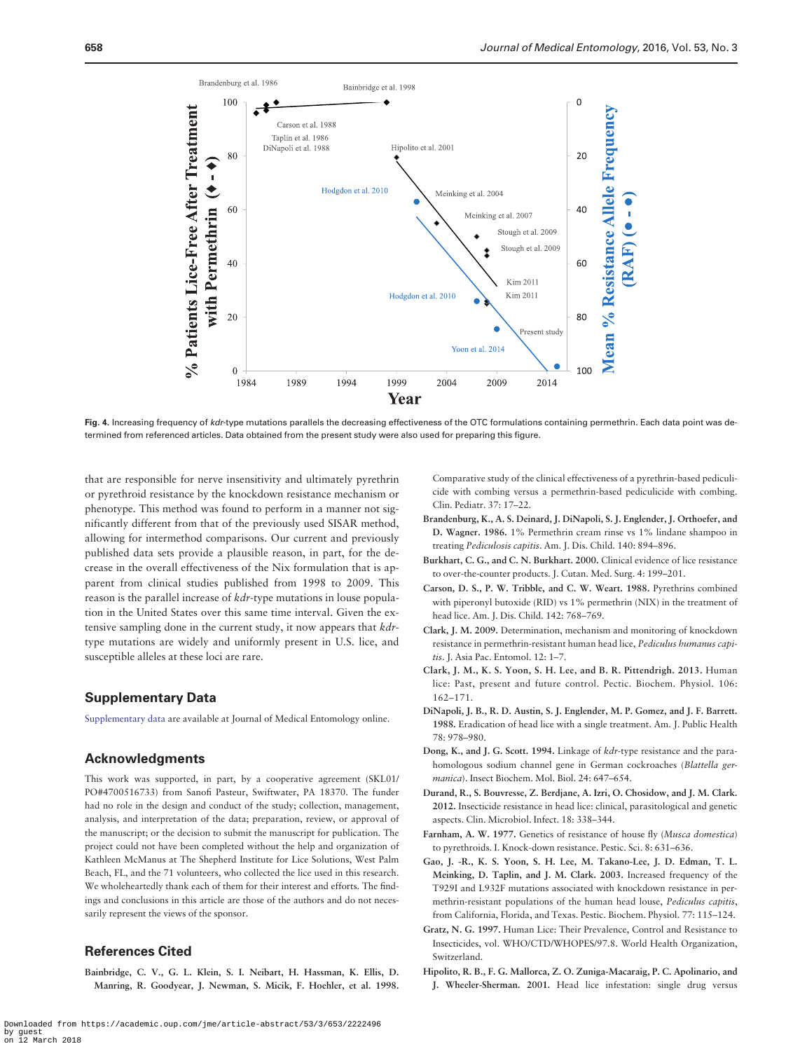Brandenburg et al. 1986

Bainbridge et al. 1998

Carson et al. 1988

Taplin et al. 1986

DiNapoli et al. 1988

Hipolito et al. 2001

Hodgdon et al. 2010

Meinking et al. 2004

Meinking et al. 2007

Stough et al. 2009

Stough et al. 2009

Kim 2011

Kim 2011

Hodgdon et al. 2010

Present study

Yoon et al. 2014

% Patients Lice-Free After Treatment with Permethrin (◆ - ◆)

100

80

60

40

20

0

1984 1989 1994 1999 2004 2009 2014

Year

Mean % Resistance Allele Frequency (RAF) (● - ●)

0

20

40

60

80

100

**Fig. 4.** Increasing frequency of *kdr*-type mutations parallels the decreasing effectiveness of the OTC formulations containing permethrin. Each data point was determined from referenced articles. Data obtained from the present study were also used for preparing this figure.

that are responsible for nerve insensitivity and ultimately pyrethrin or pyrethroid resistance by the knockdown resistance mechanism or phenotype. This method was found to perform in a manner not significantly different from that of the previously used SISAR method, allowing for intermethod comparisons. Our current and previously published data sets provide a plausible reason, in part, for the decrease in the overall effectiveness of the Nix formulation that is apparent from clinical studies published from 1998 to 2009. This reason is the parallel increase of *kdr*-type mutations in louse population in the United States over this same time interval. Given the extensive sampling done in the current study, it now appears that *kdr*-type mutations are widely and uniformly present in U.S. lice, and susceptible alleles at these loci are rare.

## Supplementary Data

Supplementary data are available at Journal of Medical Entomology online.

## Acknowledgments

This work was supported, in part, by a cooperative agreement (SKL01/PO#4700516733) from Sanofi Pasteur, Swiftwater, PA 18370. The funder had no role in the design and conduct of the study; collection, management, analysis, and interpretation of the data; preparation, review, or approval of the manuscript; or the decision to submit the manuscript for publication. The project could not have been completed without the help and organization of Kathleen McManus at The Shepherd Institute for Lice Solutions, West Palm Beach, FL, and the 71 volunteers, who collected the lice used in this research. We wholeheartedly thank each of them for their interest and efforts. The findings and conclusions in this article are those of the authors and do not necessarily represent the views of the sponsor.

## References Cited

**Bainbridge, C. V., G. L. Klein, S. I. Neibart, H. Hassman, K. Ellis, D. Manring, R. Goodyear, J. Newman, S. Micik, F. Hoehler, et al. 1998.** Comparative study of the clinical effectiveness of a pyrethrin-based pediculicide with combing versus a permethrin-based pediculicide with combing. Clin. Pediatr. 37: 17–22.

**Brandenburg, K., A. S. Deinard, J. DiNapoli, S. J. Englender, J. Orthoefer, and D. Wagner. 1986.** 1% Permethrin cream rinse vs 1% lindane shampoo in treating *Pediculosis capitis*. Am. J. Dis. Child. 140: 894–896.

**Burkhart, C. G., and C. N. Burkhart. 2000.** Clinical evidence of lice resistance to over-the-counter products. J. Cutan. Med. Surg. 4: 199–201.

**Carson, D. S., P. W. Tribble, and C. W. Weart. 1988.** Pyrethrins combined with piperonyl butoxide (RID) vs 1% permethrin (NIX) in the treatment of head lice. Am. J. Dis. Child. 142: 768–769.

**Clark, J. M. 2009.** Determination, mechanism and monitoring of knockdown resistance in permethrin-resistant human head lice, *Pediculus humanus capitis*. J. Asia Pac. Entomol. 12: 1–7.

**Clark, J. M., K. S. Yoon, S. H. Lee, and B. R. Pittendrigh. 2013.** Human lice: Past, present and future control. Pectic. Biochem. Physiol. 106: 162–171.

**DiNapoli, J. B., R. D. Austin, S. J. Englender, M. P. Gomez, and J. F. Barrett. 1988.** Eradication of head lice with a single treatment. Am. J. Public Health 78: 978–980.

**Dong, K., and J. G. Scott. 1994.** Linkage of *kdr*-type resistance and the para-homologous sodium channel gene in German cockroaches (*Blattella germanica*). Insect Biochem. Mol. Biol. 24: 647–654.

**Durand, R., S. Bouvresse, Z. Berdjane, A. Izri, O. Chosidow, and J. M. Clark. 2012.** Insecticide resistance in head lice: clinical, parasitological and genetic aspects. Clin. Microbiol. Infect. 18: 338–344.

**Farnham, A. W. 1977.** Genetics of resistance of house fly (*Musca domestica*) to pyrethroids. I. Knock-down resistance. Pestic. Sci. 8: 631–636.

**Gao, J. -R., K. S. Yoon, S. H. Lee, M. Takano-Lee, J. D. Edman, T. L. Meinking, D. Taplin, and J. M. Clark. 2003.** Increased frequency of the T929I and L932F mutations associated with knockdown resistance in permethrin-resistant populations of the human head louse, *Pediculus capitis*, from California, Florida, and Texas. Pestic. Biochem. Physiol. 77: 115–124.

**Gratz, N. G. 1997.** Human Lice: Their Prevalence, Control and Resistance to Insecticides, vol. WHO/CTD/WHOPES/97.8. World Health Organization, Switzerland.

**Hipolito, R. B., F. G. Mallorca, Z. O. Zuniga-Macaraig, P. C. Apolinario, and J. Wheeler-Sherman. 2001.** Head lice infestation: single drug versus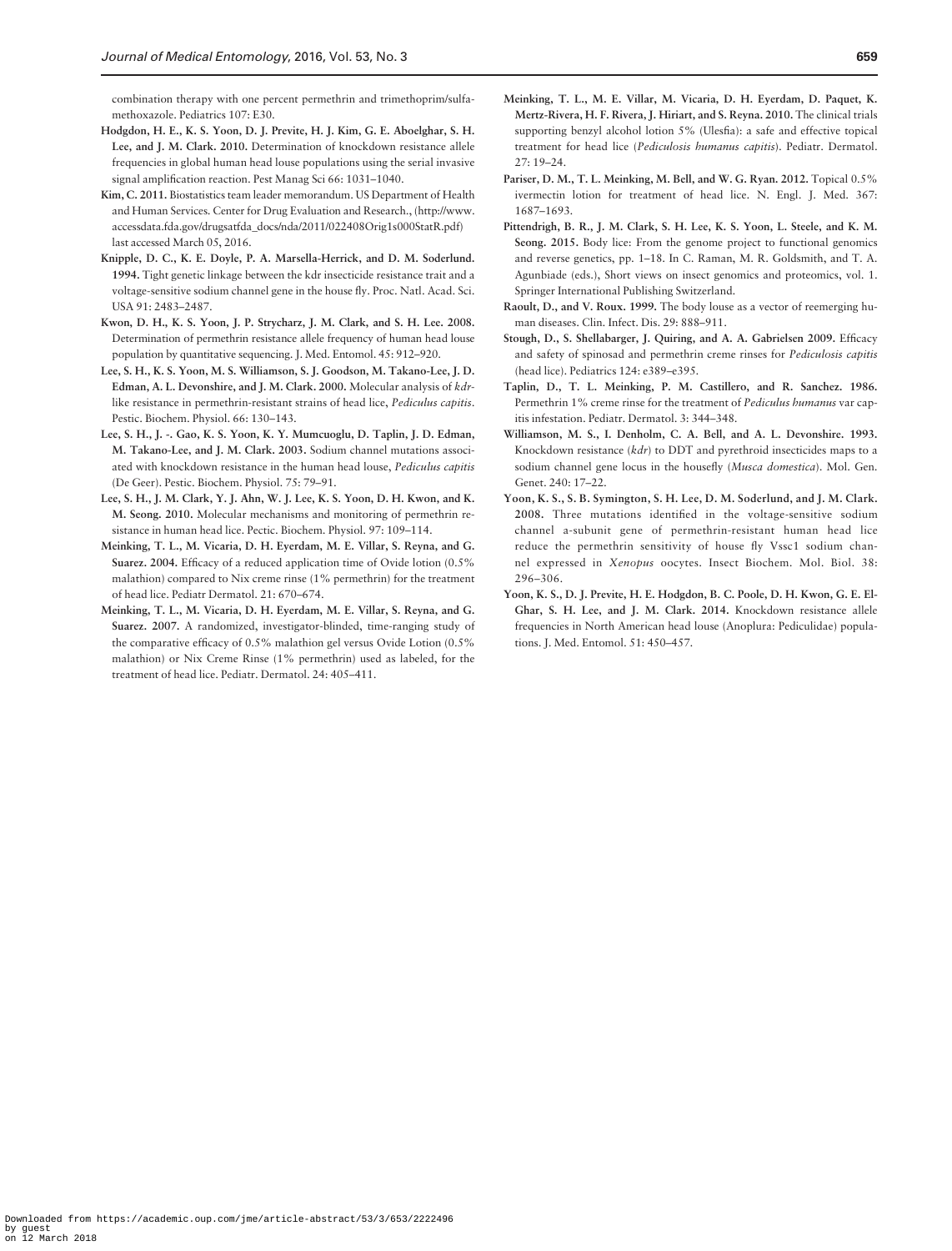combination therapy with one percent permethrin and trimethoprim/sulfamethoxazole. Pediatrics 107: E30.

**Hodgdon, H. E., K. S. Yoon, D. J. Previte, H. J. Kim, G. E. Aboelghar, S. H. Lee, and J. M. Clark. 2010.** Determination of knockdown resistance allele frequencies in global human head louse populations using the serial invasive signal amplification reaction. Pest Manag Sci 66: 1031–1040.

**Kim, C. 2011.** Biostatistics team leader memorandum. US Department of Health and Human Services. Center for Drug Evaluation and Research., (http://www.accessdata.fda.gov/drugsatfda_docs/nda/2011/022408Orig1s000StatR.pdf) last accessed March 05, 2016.

**Knipple, D. C., K. E. Doyle, P. A. Marsella-Herrick, and D. M. Soderlund. 1994.** Tight genetic linkage between the kdr insecticide resistance trait and a voltage-sensitive sodium channel gene in the house fly. Proc. Natl. Acad. Sci. USA 91: 2483–2487.

**Kwon, D. H., K. S. Yoon, J. P. Strycharz, J. M. Clark, and S. H. Lee. 2008.** Determination of permethrin resistance allele frequency of human head louse population by quantitative sequencing. J. Med. Entomol. 45: 912–920.

**Lee, S. H., K. S. Yoon, M. S. Williamson, S. J. Goodson, M. Takano-Lee, J. D. Edman, A. L. Devonshire, and J. M. Clark. 2000.** Molecular analysis of *kdr*-like resistance in permethrin-resistant strains of head lice, *Pediculus capitis*. Pestic. Biochem. Physiol. 66: 130–143.

**Lee, S. H., J. -. Gao, K. S. Yoon, K. Y. Mumcuoglu, D. Taplin, J. D. Edman, M. Takano-Lee, and J. M. Clark. 2003.** Sodium channel mutations associated with knockdown resistance in the human head louse, *Pediculus capitis* (De Geer). Pestic. Biochem. Physiol. 75: 79–91.

**Lee, S. H., J. M. Clark, Y. J. Ahn, W. J. Lee, K. S. Yoon, D. H. Kwon, and K. M. Seong. 2010.** Molecular mechanisms and monitoring of permethrin resistance in human head lice. Pectic. Biochem. Physiol. 97: 109–114.

**Meinking, T. L., M. Vicaria, D. H. Eyerdam, M. E. Villar, S. Reyna, and G. Suarez. 2004.** Efficacy of a reduced application time of Ovide lotion (0.5% malathion) compared to Nix creme rinse (1% permethrin) for the treatment of head lice. Pediatr Dermatol. 21: 670–674.

**Meinking, T. L., M. Vicaria, D. H. Eyerdam, M. E. Villar, S. Reyna, and G. Suarez. 2007.** A randomized, investigator-blinded, time-ranging study of the comparative efficacy of 0.5% malathion gel versus Ovide Lotion (0.5% malathion) or Nix Creme Rinse (1% permethrin) used as labeled, for the treatment of head lice. Pediatr. Dermatol. 24: 405–411.

**Meinking, T. L., M. E. Villar, M. Vicaria, D. H. Eyerdam, D. Paquet, K. Mertz-Rivera, H. F. Rivera, J. Hiriart, and S. Reyna. 2010.** The clinical trials supporting benzyl alcohol lotion 5% (Ulesfia): a safe and effective topical treatment for head lice (*Pediculosis humanus capitis*). Pediatr. Dermatol. 27: 19–24.

**Pariser, D. M., T. L. Meinking, M. Bell, and W. G. Ryan. 2012.** Topical 0.5% ivermectin lotion for treatment of head lice. N. Engl. J. Med. 367: 1687–1693.

**Pittendrigh, B. R., J. M. Clark, S. H. Lee, K. S. Yoon, L. Steele, and K. M. Seong. 2015.** Body lice: From the genome project to functional genomics and reverse genetics, pp. 1–18. In C. Raman, M. R. Goldsmith, and T. A. Agunbiade (eds.), Short views on insect genomics and proteomics, vol. 1. Springer International Publishing Switzerland.

**Raoult, D., and V. Roux. 1999.** The body louse as a vector of reemerging human diseases. Clin. Infect. Dis. 29: 888–911.

**Stough, D., S. Shellabarger, J. Quiring, and A. A. Gabrielsen 2009.** Efficacy and safety of spinosad and permethrin creme rinses for *Pediculosis capitis* (head lice). Pediatrics 124: e389–e395.

**Taplin, D., T. L. Meinking, P. M. Castillero, and R. Sanchez. 1986.** Permethrin 1% creme rinse for the treatment of *Pediculus humanus* var capitis infestation. Pediatr. Dermatol. 3: 344–348.

**Williamson, M. S., I. Denholm, C. A. Bell, and A. L. Devonshire. 1993.** Knockdown resistance (*kdr*) to DDT and pyrethroid insecticides maps to a sodium channel gene locus in the housefly (*Musca domestica*). Mol. Gen. Genet. 240: 17–22.

**Yoon, K. S., S. B. Symington, S. H. Lee, D. M. Soderlund, and J. M. Clark. 2008.** Three mutations identified in the voltage-sensitive sodium channel a-subunit gene of permethrin-resistant human head lice reduce the permethrin sensitivity of house fly Vssc1 sodium channel expressed in *Xenopus* oocytes. Insect Biochem. Mol. Biol. 38: 296–306.

**Yoon, K. S., D. J. Previte, H. E. Hodgdon, B. C. Poole, D. H. Kwon, G. E. El-Ghar, S. H. Lee, and J. M. Clark. 2014.** Knockdown resistance allele frequencies in North American head louse (Anoplura: Pediculidae) populations. J. Med. Entomol. 51: 450–457.